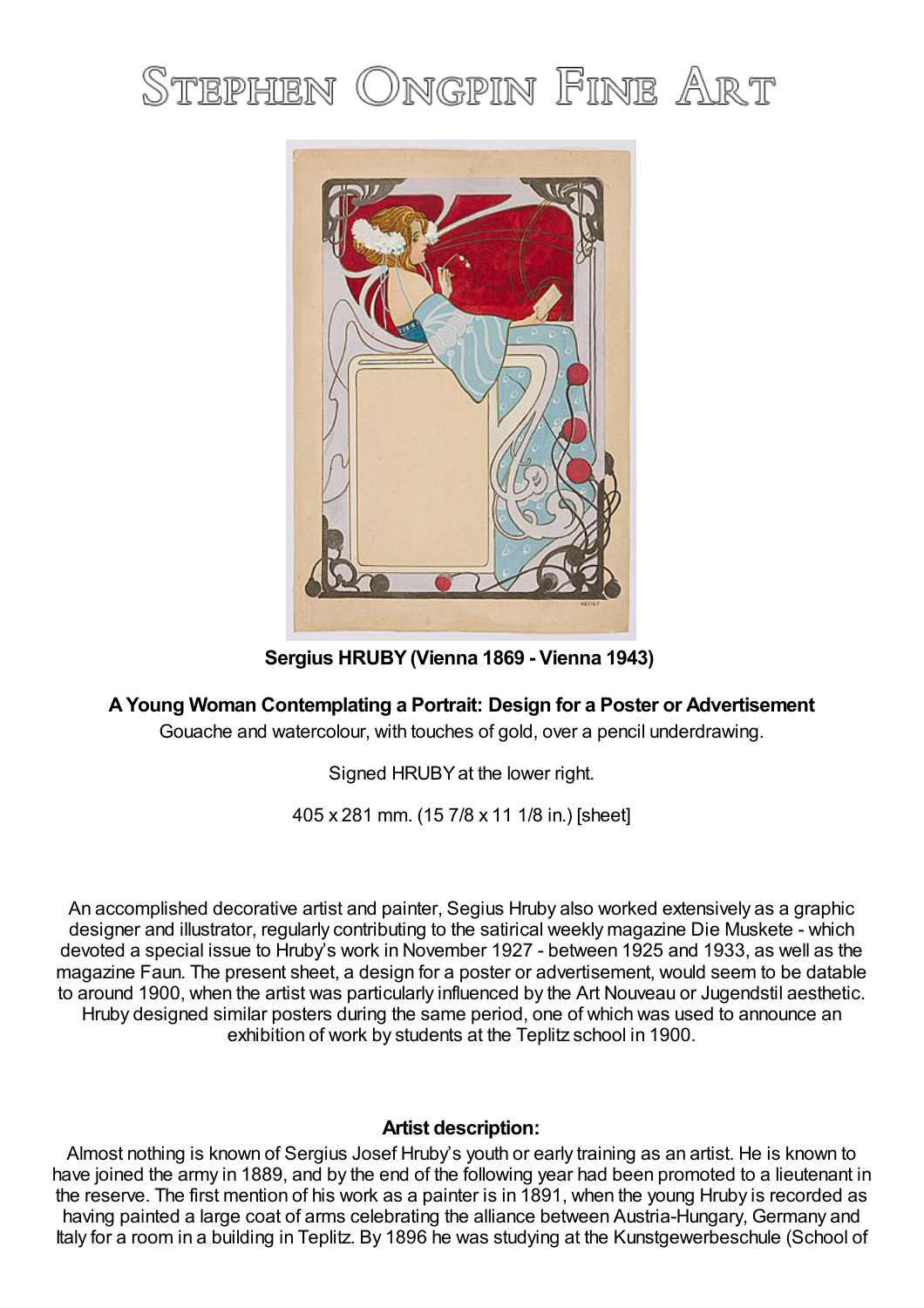# Stephen Ongpin Fine Art

**Sergius HRUBY (Vienna 1869 - Vienna 1943)**

**A Young Woman Contemplating a Portrait: Design for a Poster or Advertisement**

Gouache and watercolour, with touches of gold, over a pencil underdrawing.

Signed HRUBY at the lower right.

405 x 281 mm. (15 7/8 x 11 1/8 in.) [sheet]

An accomplished decorative artist and painter, Segius Hruby also worked extensively as a graphic designer and illustrator, regularly contributing to the satirical weekly magazine Die Muskete - which devoted a special issue to Hruby's work in November 1927 - between 1925 and 1933, as well as the magazine Faun. The present sheet, a design for a poster or advertisement, would seem to be datable to around 1900, when the artist was particularly influenced by the Art Nouveau or Jugendstil aesthetic. Hruby designed similar posters during the same period, one of which was used to announce an exhibition of work by students at the Teplitz school in 1900.

## Artist description:

Almost nothing is known of Sergius Josef Hruby's youth or early training as an artist. He is known to have joined the army in 1889, and by the end of the following year had been promoted to a lieutenant in the reserve. The first mention of his work as a painter is in 1891, when the young Hruby is recorded as having painted a large coat of arms celebrating the alliance between Austria-Hungary, Germany and Italy for a room in a building in Teplitz. By 1896 he was studying at the Kunstgewerbeschule (School of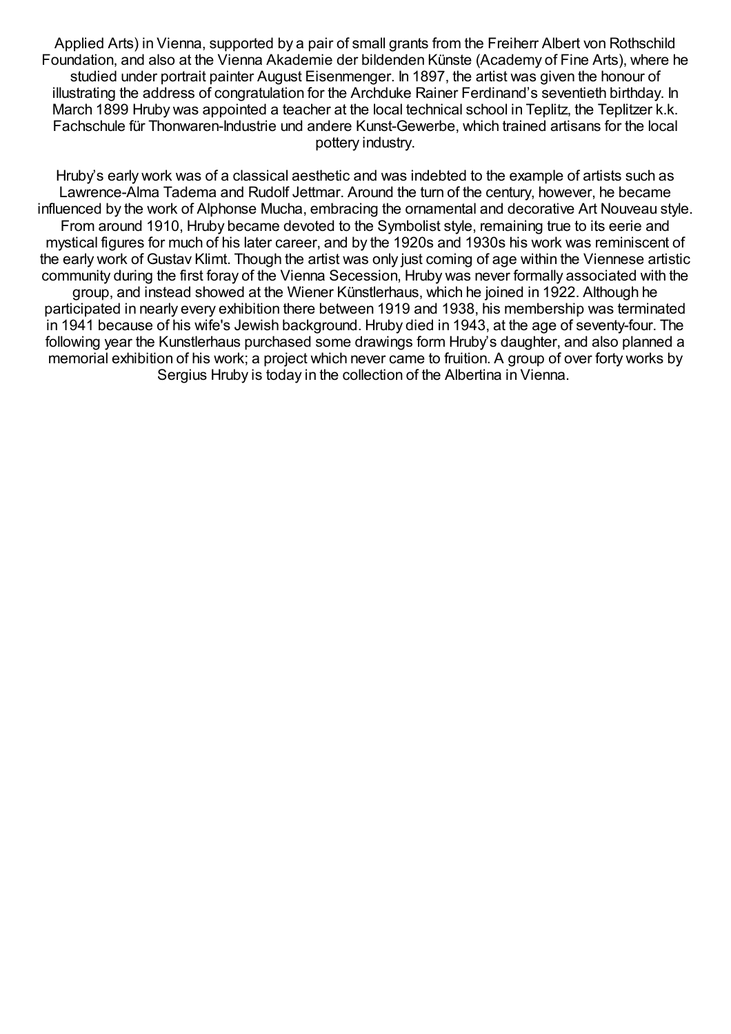Applied Arts) in Vienna, supported by a pair of small grants from the Freiherr Albert von Rothschild Foundation, and also at the Vienna Akademie der bildenden Künste (Academy of Fine Arts), where he studied under portrait painter August Eisenmenger. In 1897, the artist was given the honour of illustrating the address of congratulation for the Archduke Rainer Ferdinand's seventieth birthday. In March 1899 Hruby was appointed a teacher at the local technical school in Teplitz, the Teplitzer k.k. Fachschule für Thonwaren-Industrie und andere Kunst-Gewerbe, which trained artisans for the local pottery industry.

Hruby's early work was of a classical aesthetic and was indebted to the example of artists such as Lawrence-Alma Tadema and Rudolf Jettmar. Around the turn of the century, however, he became influenced by the work of Alphonse Mucha, embracing the ornamental and decorative Art Nouveau style. From around 1910, Hruby became devoted to the Symbolist style, remaining true to its eerie and mystical figures for much of his later career, and by the 1920s and 1930s his work was reminiscent of the early work of Gustav Klimt. Though the artist was only just coming of age within the Viennese artistic community during the first foray of the Vienna Secession, Hruby was never formally associated with the group, and instead showed at the Wiener Künstlerhaus, which he joined in 1922. Although he participated in nearly every exhibition there between 1919 and 1938, his membership was terminated in 1941 because of his wife's Jewish background. Hruby died in 1943, at the age of seventy-four. The following year the Kunstlerhaus purchased some drawings form Hruby's daughter, and also planned a memorial exhibition of his work; a project which never came to fruition. A group of over forty works by Sergius Hruby is today in the collection of the Albertina in Vienna.